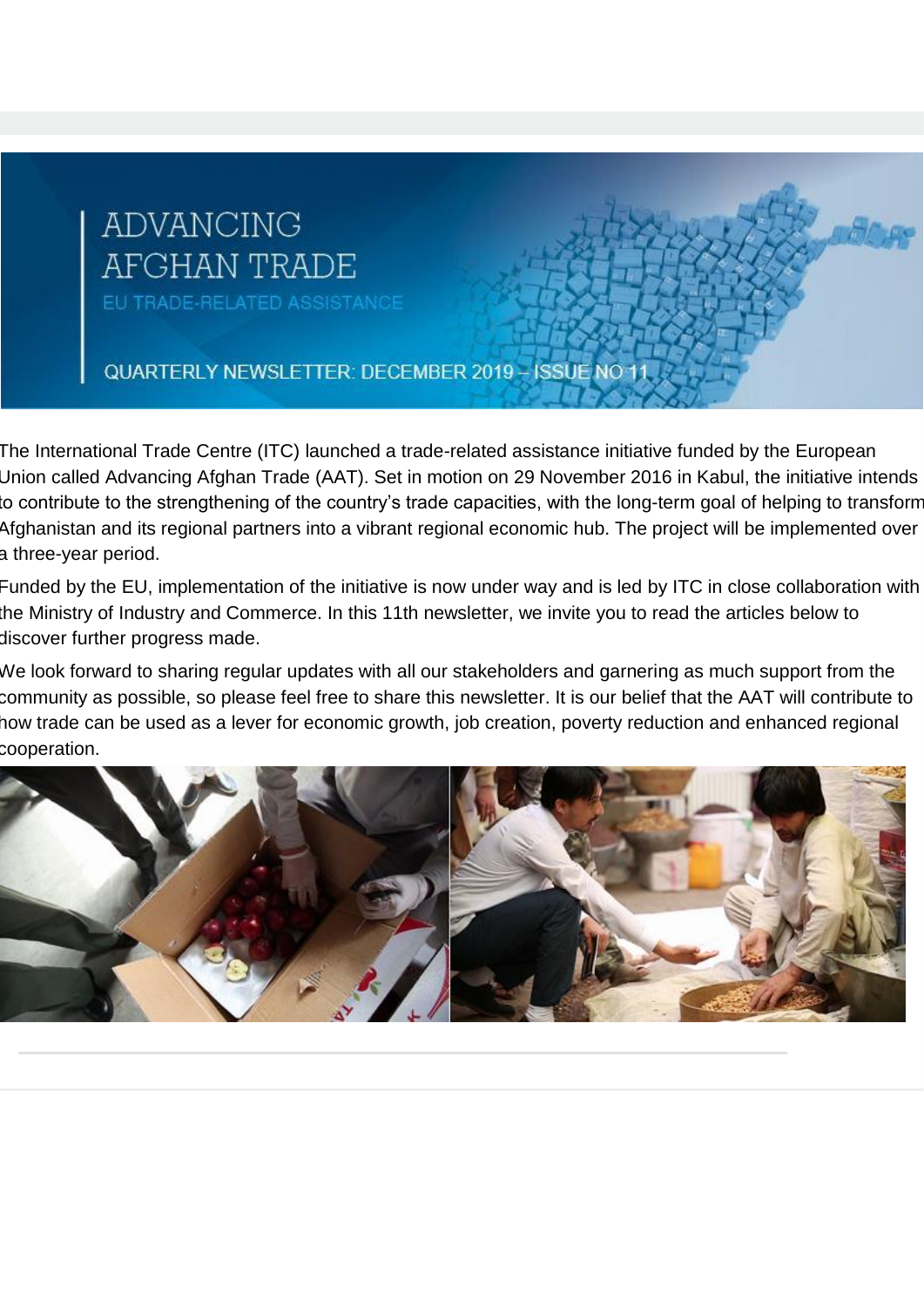# ADVANCING AFGHAN TRADE

EU TRADE-RELATED ASSISTANCE

QUARTERLY NEWSLETTER: DECEMBER 2019 – ISSUE NO 11

The International Trade Centre (ITC) launched a trade-related assistance initiative funded by the European Union called Advancing Afghan Trade (AAT). Set in motion on 29 November 2016 in Kabul, the initiative intends to contribute to the strengthening of the country's trade capacities, with the long-term goal of helping to transform Afghanistan and its regional partners into a vibrant regional economic hub. The project will be implemented over a three-year period.

Funded by the EU, implementation of the initiative is now under way and is led by ITC in close collaboration with the Ministry of Industry and Commerce. In this 11th newsletter, we invite you to read the articles below to discover further progress made.

We look forward to sharing regular updates with all our stakeholders and garnering as much support from the community as possible, so please feel free to share this newsletter. It is our belief that the AAT will contribute to how trade can be used as a lever for economic growth, job creation, poverty reduction and enhanced regional cooperation.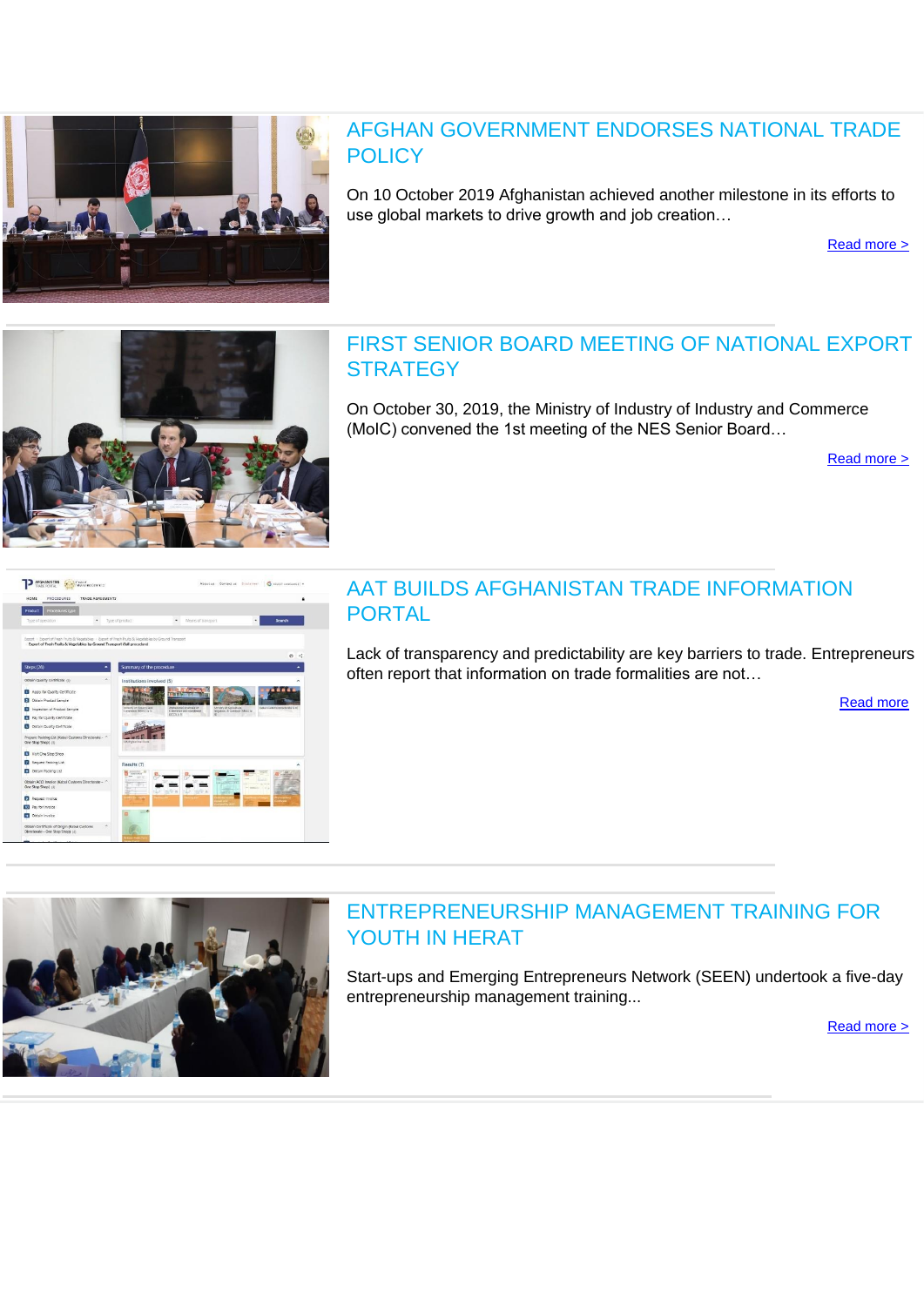## AFGHAN GOVERNMENT ENDORSES NATIONAL TRADE POLICY

On 10 October 2019 Afghanistan achieved another milestone in its efforts to use global markets to drive growth and job creation…

Read more >

## FIRST SENIOR BOARD MEETING OF NATIONAL EXPORT STRATEGY

On October 30, 2019, the Ministry of Industry of Industry and Commerce (MoIC) convened the 1st meeting of the NES Senior Board…

Read more >

## AAT BUILDS AFGHANISTAN TRADE INFORMATION PORTAL

Lack of transparency and predictability are key barriers to trade. Entrepreneurs often report that information on trade formalities are not…

Read more

## ENTREPRENEURSHIP MANAGEMENT TRAINING FOR YOUTH IN HERAT

Start-ups and Emerging Entrepreneurs Network (SEEN) undertook a five-day entrepreneurship management training...

Read more >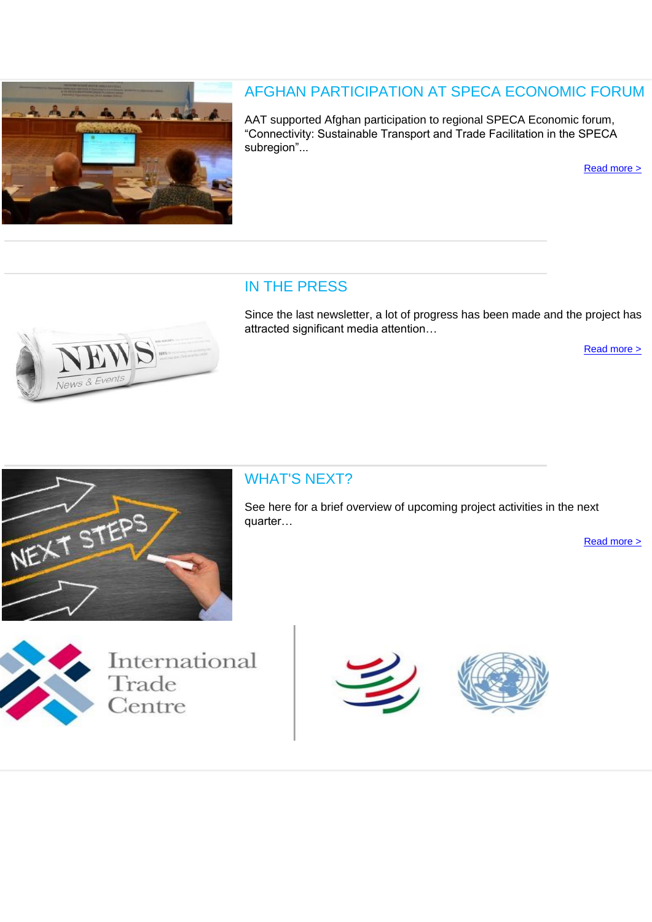## AFGHAN PARTICIPATION AT SPECA ECONOMIC FORUM

AAT supported Afghan participation to regional SPECA Economic forum, “Connectivity: Sustainable Transport and Trade Facilitation in the SPECA subregion”...

Read more >

## IN THE PRESS

Since the last newsletter, a lot of progress has been made and the project has attracted significant media attention…

Read more >

## WHAT'S NEXT?

See here for a brief overview of upcoming project activities in the next quarter…

Read more >

International Trade Centre